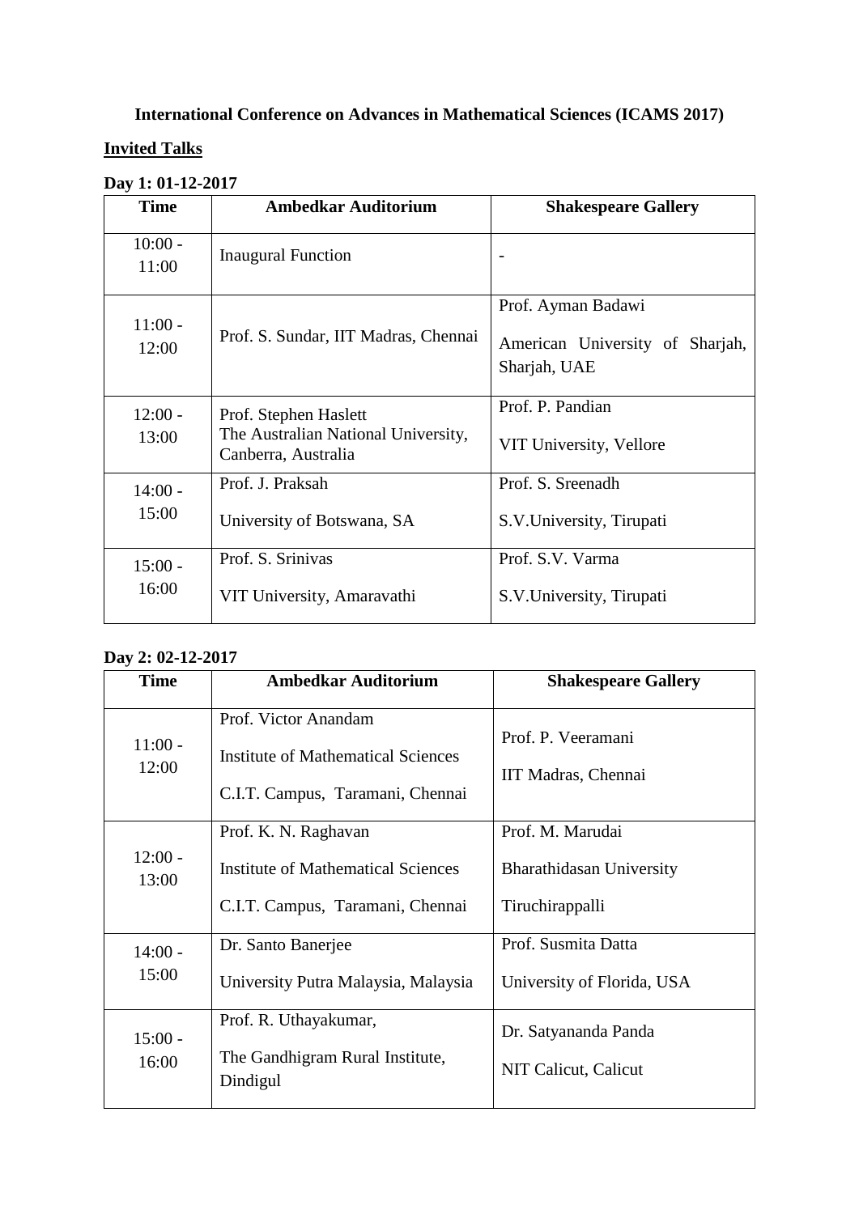**International Conference on Advances in Mathematical Sciences (ICAMS 2017)**

**Invited Talks**

**Day 1: 01-12-2017**

| Time | Ambedkar Auditorium | Shakespeare Gallery |
|---|---|---|
| 10:00 - 11:00 | Inaugural Function | - |
| 11:00 - 12:00 | Prof. S. Sundar, IIT Madras, Chennai | Prof. Ayman Badawi<br>American University of Sharjah, Sharjah, UAE |
| 12:00 - 13:00 | Prof. Stephen Haslett<br>The Australian National University, Canberra, Australia | Prof. P. Pandian<br>VIT University, Vellore |
| 14:00 - 15:00 | Prof. J. Praksah<br>University of Botswana, SA | Prof. S. Sreenadh<br>S.V.University, Tirupati |
| 15:00 - 16:00 | Prof. S. Srinivas<br>VIT University, Amaravathi | Prof. S.V. Varma<br>S.V.University, Tirupati |

**Day 2: 02-12-2017**

| Time | Ambedkar Auditorium | Shakespeare Gallery |
|---|---|---|
| 11:00 - 12:00 | Prof. Victor Anandam<br>Institute of Mathematical Sciences<br>C.I.T. Campus, Taramani, Chennai | Prof. P. Veeramani<br>IIT Madras, Chennai |
| 12:00 - 13:00 | Prof. K. N. Raghavan<br>Institute of Mathematical Sciences<br>C.I.T. Campus, Taramani, Chennai | Prof. M. Marudai<br>Bharathidasan University<br>Tiruchirappalli |
| 14:00 - 15:00 | Dr. Santo Banerjee<br>University Putra Malaysia, Malaysia | Prof. Susmita Datta<br>University of Florida, USA |
| 15:00 - 16:00 | Prof. R. Uthayakumar,<br>The Gandhigram Rural Institute, Dindigul | Dr. Satyananda Panda<br>NIT Calicut, Calicut |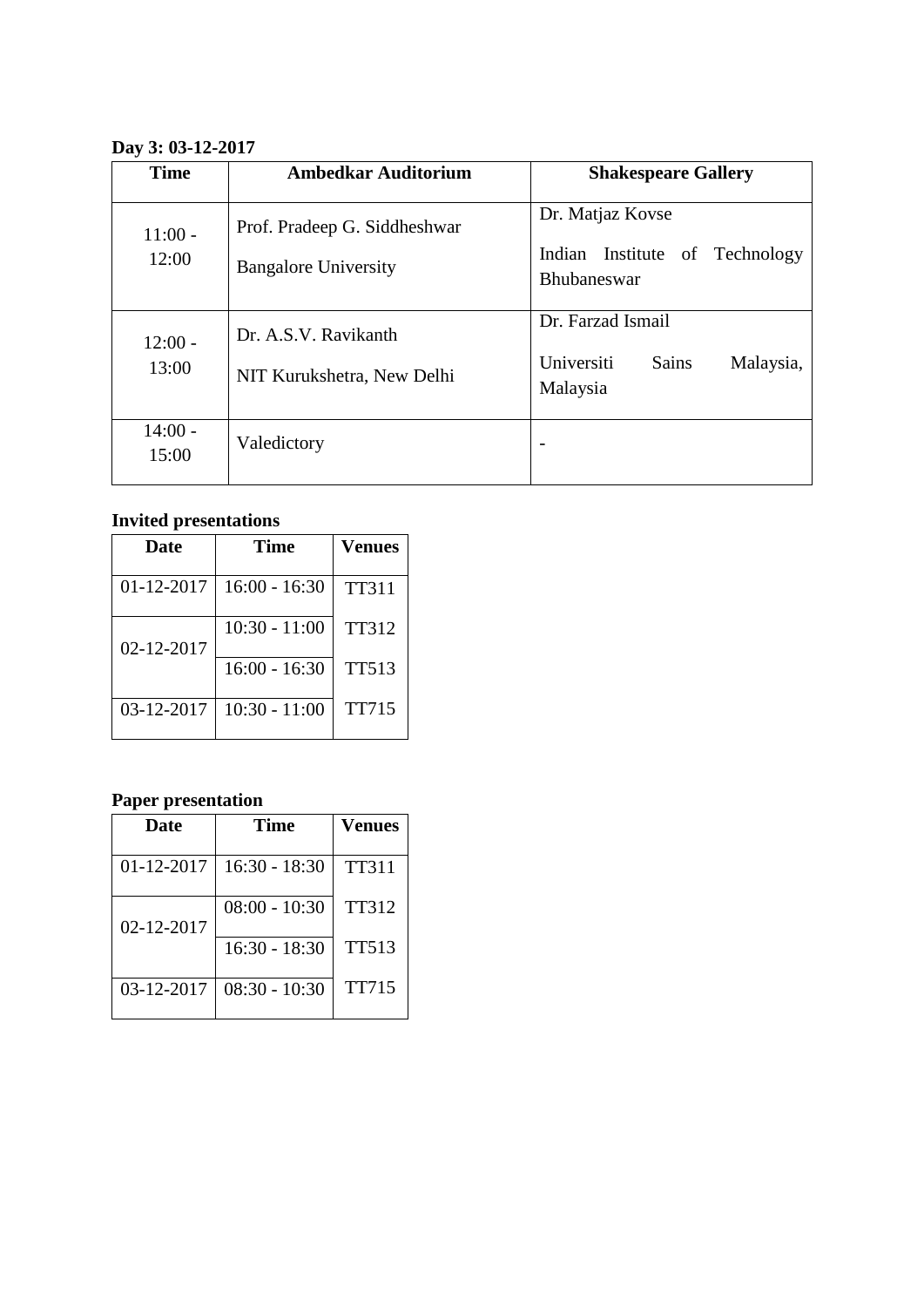**Day 3: 03-12-2017**

| Time | Ambedkar Auditorium | Shakespeare Gallery |
|---|---|---|
| 11:00 - 12:00 | Prof. Pradeep G. Siddheshwar<br>Bangalore University | Dr. Matjaz Kovse<br>Indian Institute of Technology Bhubaneswar |
| 12:00 - 13:00 | Dr. A.S.V. Ravikanth<br>NIT Kurukshetra, New Delhi | Dr. Farzad Ismail<br>Universiti Sains Malaysia, Malaysia |
| 14:00 - 15:00 | Valedictory | - |

**Invited presentations**

| Date | Time | Venues |
|---|---|---|
| 01-12-2017 | 16:00 - 16:30 | TT311 |
| 02-12-2017 | 10:30 - 11:00 | TT312 |
| | 16:00 - 16:30 | TT513 |
| 03-12-2017 | 10:30 - 11:00 | TT715 |

**Paper presentation**

| Date | Time | Venues |
|---|---|---|
| 01-12-2017 | 16:30 - 18:30 | TT311 |
| 02-12-2017 | 08:00 - 10:30 | TT312 |
| | 16:30 - 18:30 | TT513 |
| 03-12-2017 | 08:30 - 10:30 | TT715 |